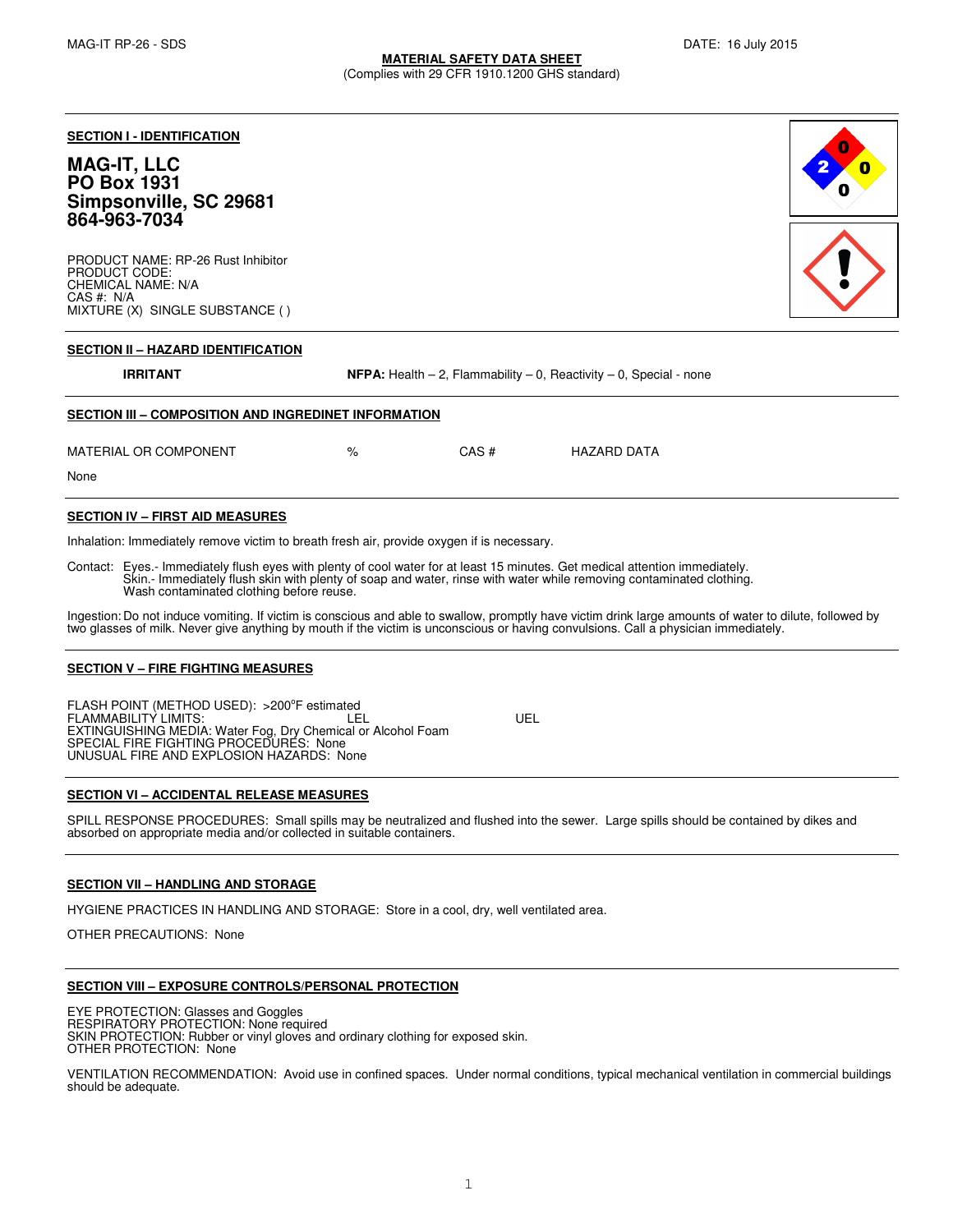**MATERIAL SAFETY DATA SHEET**
(Complies with 29 CFR 1910.1200 GHS standard)

MAG-IT RP-26 - SDS

DATE: 16 July 2015

## SECTION I - IDENTIFICATION

**MAG-IT, LLC**
**PO Box 1931**
**Simpsonville, SC 29681**
**864-963-7034**

PRODUCT NAME: RP-26 Rust Inhibitor
PRODUCT CODE:
CHEMICAL NAME: N/A
CAS #: N/A
MIXTURE (X) SINGLE SUBSTANCE ( )

## SECTION II – HAZARD IDENTIFICATION

**IRRITANT** **NFPA:** Health – 2, Flammability – 0, Reactivity – 0, Special - none

## SECTION III – COMPOSITION AND INGREDINET INFORMATION

| MATERIAL OR COMPONENT | % | CAS # | HAZARD DATA |
|---|---|---|---|
| None | | | |

## SECTION IV – FIRST AID MEASURES

Inhalation: Immediately remove victim to breath fresh air, provide oxygen if is necessary.

Contact: Eyes.- Immediately flush eyes with plenty of cool water for at least 15 minutes. Get medical attention immediately.
Skin.- Immediately flush skin with plenty of soap and water, rinse with water while removing contaminated clothing.
Wash contaminated clothing before reuse.

Ingestion: Do not induce vomiting. If victim is conscious and able to swallow, promptly have victim drink large amounts of water to dilute, followed by two glasses of milk. Never give anything by mouth if the victim is unconscious or having convulsions. Call a physician immediately.

## SECTION V – FIRE FIGHTING MEASURES

FLASH POINT (METHOD USED): >200°F estimated
FLAMMABILITY LIMITS: LEL UEL
EXTINGUISHING MEDIA: Water Fog, Dry Chemical or Alcohol Foam
SPECIAL FIRE FIGHTING PROCEDURES: None
UNUSUAL FIRE AND EXPLOSION HAZARDS: None

## SECTION VI – ACCIDENTAL RELEASE MEASURES

SPILL RESPONSE PROCEDURES: Small spills may be neutralized and flushed into the sewer. Large spills should be contained by dikes and absorbed on appropriate media and/or collected in suitable containers.

## SECTION VII – HANDLING AND STORAGE

HYGIENE PRACTICES IN HANDLING AND STORAGE: Store in a cool, dry, well ventilated area.

OTHER PRECAUTIONS: None

## SECTION VIII – EXPOSURE CONTROLS/PERSONAL PROTECTION

EYE PROTECTION: Glasses and Goggles
RESPIRATORY PROTECTION: None required
SKIN PROTECTION: Rubber or vinyl gloves and ordinary clothing for exposed skin.
OTHER PROTECTION: None

VENTILATION RECOMMENDATION: Avoid use in confined spaces. Under normal conditions, typical mechanical ventilation in commercial buildings should be adequate.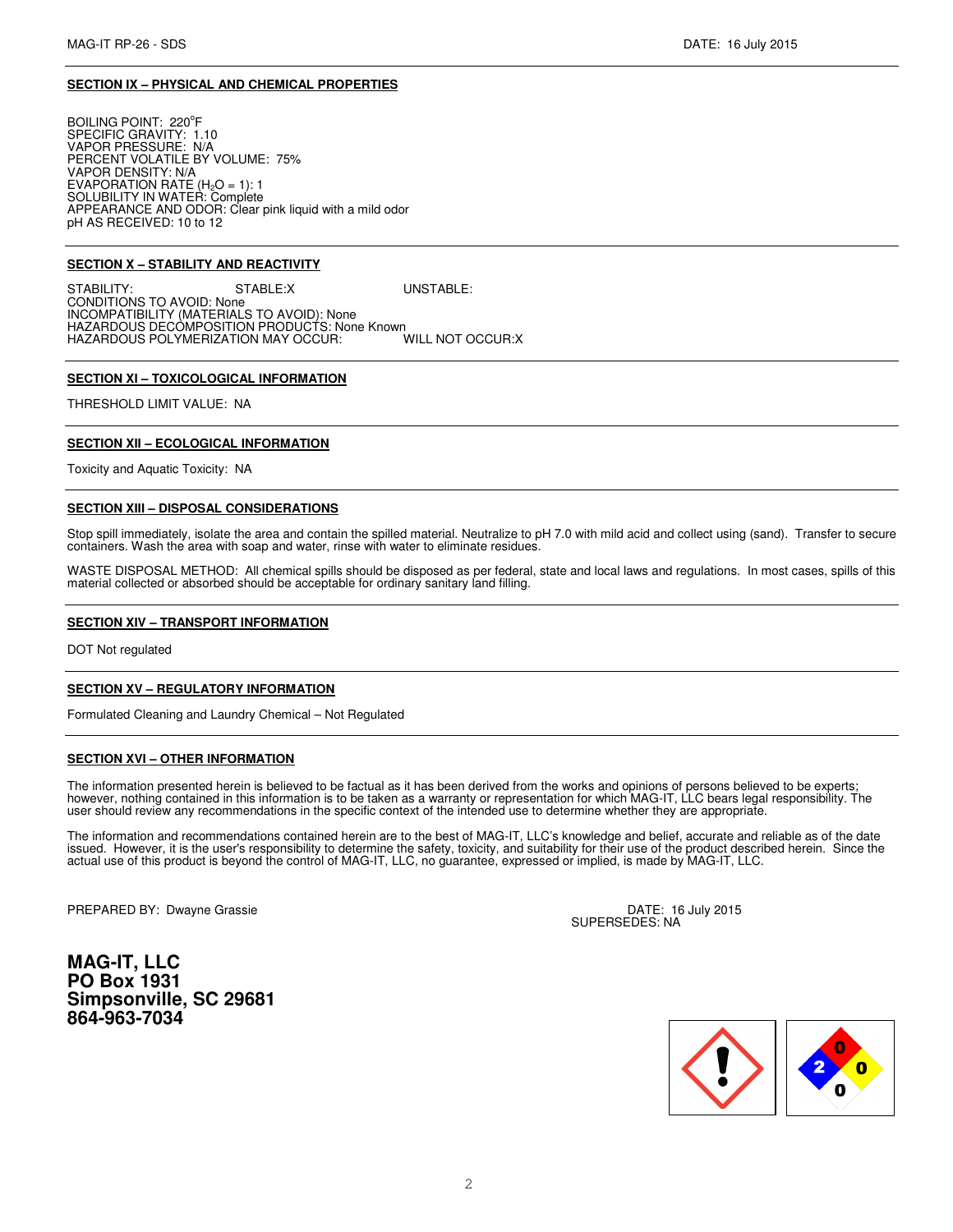## SECTION IX – PHYSICAL AND CHEMICAL PROPERTIES

BOILING POINT: 220°F
SPECIFIC GRAVITY: 1.10
VAPOR PRESSURE: N/A
PERCENT VOLATILE BY VOLUME: 75%
VAPOR DENSITY: N/A
EVAPORATION RATE ($H_2O$ = 1): 1
SOLUBILITY IN WATER: Complete
APPEARANCE AND ODOR: Clear pink liquid with a mild odor
pH AS RECEIVED: 10 to 12

## SECTION X – STABILITY AND REACTIVITY

STABILITY: STABLE:X UNSTABLE:
CONDITIONS TO AVOID: None
INCOMPATIBILITY (MATERIALS TO AVOID): None
HAZARDOUS DECOMPOSITION PRODUCTS: None Known
HAZARDOUS POLYMERIZATION MAY OCCUR: WILL NOT OCCUR:X

## SECTION XI – TOXICOLOGICAL INFORMATION

THRESHOLD LIMIT VALUE: NA

## SECTION XII – ECOLOGICAL INFORMATION

Toxicity and Aquatic Toxicity: NA

## SECTION XIII – DISPOSAL CONSIDERATIONS

Stop spill immediately, isolate the area and contain the spilled material. Neutralize to pH 7.0 with mild acid and collect using (sand). Transfer to secure containers. Wash the area with soap and water, rinse with water to eliminate residues.

WASTE DISPOSAL METHOD: All chemical spills should be disposed as per federal, state and local laws and regulations. In most cases, spills of this material collected or absorbed should be acceptable for ordinary sanitary land filling.

## SECTION XIV – TRANSPORT INFORMATION

DOT Not regulated

## SECTION XV – REGULATORY INFORMATION

Formulated Cleaning and Laundry Chemical – Not Regulated

## SECTION XVI – OTHER INFORMATION

The information presented herein is believed to be factual as it has been derived from the works and opinions of persons believed to be experts; however, nothing contained in this information is to be taken as a warranty or representation for which MAG-IT, LLC bears legal responsibility. The user should review any recommendations in the specific context of the intended use to determine whether they are appropriate.

The information and recommendations contained herein are to the best of MAG-IT, LLC's knowledge and belief, accurate and reliable as of the date issued. However, it is the user's responsibility to determine the safety, toxicity, and suitability for their use of the product described herein. Since the actual use of this product is beyond the control of MAG-IT, LLC, no guarantee, expressed or implied, is made by MAG-IT, LLC.

PREPARED BY: Dwayne Grassie

DATE: 16 July 2015
SUPERSEDES: NA

**MAG-IT, LLC**
**PO Box 1931**
**Simpsonville, SC 29681**
**864-963-7034**

0
2 0
0